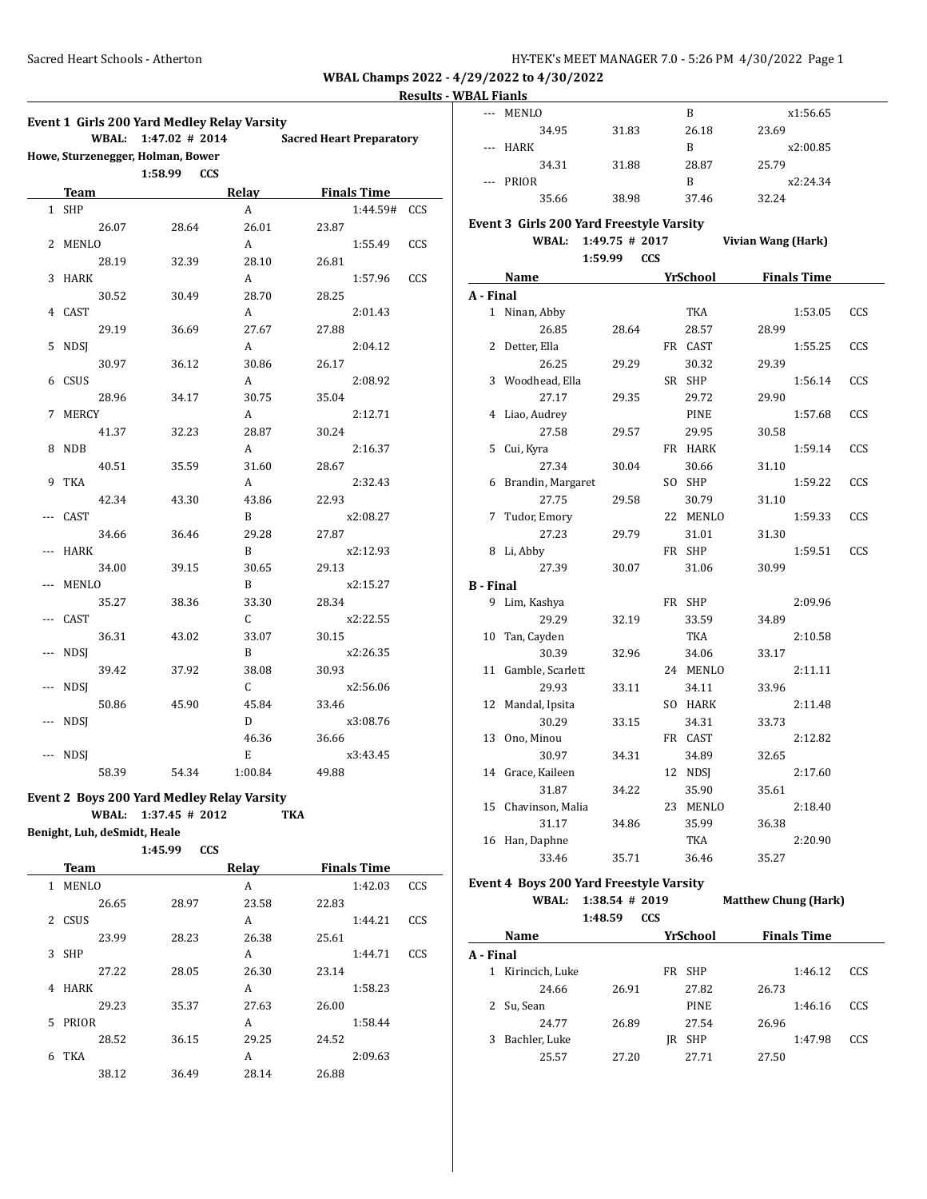## WBAL Champs 2022 - 4/29/2022 to 4/30/2022

### Results - WBAL Fianls

### Event 1 Girls 200 Yard Medley Relay Varsity

**WBAL: 1:47.02 # 2014 Sacred Heart Preparatory**
Howe, Sturzenegger, Holman, Bower
1:58.99 CCS

| | Team | Relay | Finals Time | |
|---|---|---|---|---|
| 1 | SHP | A | 1:44.59# | CCS |
| | 26.07 28.64 26.01 23.87 | | | |
| 2 | MENLO | A | 1:55.49 | CCS |
| | 28.19 32.39 28.10 26.81 | | | |
| 3 | HARK | A | 1:57.96 | CCS |
| | 30.52 30.49 28.70 28.25 | | | |
| 4 | CAST | A | 2:01.43 | |
| | 29.19 36.69 27.67 27.88 | | | |
| 5 | NDSJ | A | 2:04.12 | |
| | 30.97 36.12 30.86 26.17 | | | |
| 6 | CSUS | A | 2:08.92 | |
| | 28.96 34.17 30.75 35.04 | | | |
| 7 | MERCY | A | 2:12.71 | |
| | 41.37 32.23 28.87 30.24 | | | |
| 8 | NDB | A | 2:16.37 | |
| | 40.51 35.59 31.60 28.67 | | | |
| 9 | TKA | A | 2:32.43 | |
| | 42.34 43.30 43.86 22.93 | | | |
| --- | CAST | B | x2:08.27 | |
| | 34.66 36.46 29.28 27.87 | | | |
| --- | HARK | B | x2:12.93 | |
| | 34.00 39.15 30.65 29.13 | | | |
| --- | MENLO | B | x2:15.27 | |
| | 35.27 38.36 33.30 28.34 | | | |
| --- | CAST | C | x2:22.55 | |
| | 36.31 43.02 33.07 30.15 | | | |
| --- | NDSJ | B | x2:26.35 | |
| | 39.42 37.92 38.08 30.93 | | | |
| --- | NDSJ | C | x2:56.06 | |
| | 50.86 45.90 45.84 33.46 | | | |
| --- | NDSJ | D | x3:08.76 | |
| | 46.36 36.66 | | | |
| --- | NDSJ | E | x3:43.45 | |
| | 58.39 54.34 1:00.84 49.88 | | | |

### Event 2 Boys 200 Yard Medley Relay Varsity

**WBAL: 1:37.45 # 2012 TKA**
Benight, Luh, deSmidt, Heale
1:45.99 CCS

| | Team | Relay | Finals Time | |
|---|---|---|---|---|
| 1 | MENLO | A | 1:42.03 | CCS |
| | 26.65 28.97 23.58 22.83 | | | |
| 2 | CSUS | A | 1:44.21 | CCS |
| | 23.99 28.23 26.38 25.61 | | | |
| 3 | SHP | A | 1:44.71 | CCS |
| | 27.22 28.05 26.30 23.14 | | | |
| 4 | HARK | A | 1:58.23 | |
| | 29.23 35.37 27.63 26.00 | | | |
| 5 | PRIOR | A | 1:58.44 | |
| | 28.52 36.15 29.25 24.52 | | | |
| 6 | TKA | A | 2:09.63 | |
| | 38.12 36.49 28.14 26.88 | | | |
| --- | MENLO | B | x1:56.65 | |
| | 34.95 31.83 26.18 23.69 | | | |
| --- | HARK | B | x2:00.85 | |
| | 34.31 31.88 28.87 25.79 | | | |
| --- | PRIOR | B | x2:24.34 | |
| | 35.66 38.98 37.46 32.24 | | | |

### Event 3 Girls 200 Yard Freestyle Varsity

**WBAL: 1:49.75 # 2017 Vivian Wang (Hark)**
1:59.99 CCS

| | Name | Yr | School | Finals Time | |
|---|---|---|---|---|---|
| **A - Final** | | | | | |
| 1 | Ninan, Abby | | TKA | 1:53.05 | CCS |
| | 26.85 28.64 28.57 28.99 | | | | |
| 2 | Detter, Ella | FR | CAST | 1:55.25 | CCS |
| | 26.25 29.29 30.32 29.39 | | | | |
| 3 | Woodhead, Ella | SR | SHP | 1:56.14 | CCS |
| | 27.17 29.35 29.72 29.90 | | | | |
| 4 | Liao, Audrey | | PINE | 1:57.68 | CCS |
| | 27.58 29.57 29.95 30.58 | | | | |
| 5 | Cui, Kyra | FR | HARK | 1:59.14 | CCS |
| | 27.34 30.04 30.66 31.10 | | | | |
| 6 | Brandin, Margaret | SO | SHP | 1:59.22 | CCS |
| | 27.75 29.58 30.79 31.10 | | | | |
| 7 | Tudor, Emory | 22 | MENLO | 1:59.33 | CCS |
| | 27.23 29.79 31.01 31.30 | | | | |
| 8 | Li, Abby | FR | SHP | 1:59.51 | CCS |
| | 27.39 30.07 31.06 30.99 | | | | |
| **B - Final** | | | | | |
| 9 | Lim, Kashya | FR | SHP | 2:09.96 | |
| | 29.29 32.19 33.59 34.89 | | | | |
| 10 | Tan, Cayden | | TKA | 2:10.58 | |
| | 30.39 32.96 34.06 33.17 | | | | |
| 11 | Gamble, Scarlett | 24 | MENLO | 2:11.11 | |
| | 29.93 33.11 34.11 33.96 | | | | |
| 12 | Mandal, Ipsita | SO | HARK | 2:11.48 | |
| | 30.29 33.15 34.31 33.73 | | | | |
| 13 | Ono, Minou | FR | CAST | 2:12.82 | |
| | 30.97 34.31 34.89 32.65 | | | | |
| 14 | Grace, Kaileen | 12 | NDSJ | 2:17.60 | |
| | 31.87 34.22 35.90 35.61 | | | | |
| 15 | Chavinson, Malia | 23 | MENLO | 2:18.40 | |
| | 31.17 34.86 35.99 36.38 | | | | |
| 16 | Han, Daphne | | TKA | 2:20.90 | |
| | 33.46 35.71 36.46 35.27 | | | | |

### Event 4 Boys 200 Yard Freestyle Varsity

**WBAL: 1:38.54 # 2019 Matthew Chung (Hark)**
1:48.59 CCS

| | Name | Yr | School | Finals Time | |
|---|---|---|---|---|---|
| **A - Final** | | | | | |
| 1 | Kirincich, Luke | FR | SHP | 1:46.12 | CCS |
| | 24.66 26.91 27.82 26.73 | | | | |
| 2 | Su, Sean | | PINE | 1:46.16 | CCS |
| | 24.77 26.89 27.54 26.96 | | | | |
| 3 | Bachler, Luke | JR | SHP | 1:47.98 | CCS |
| | 25.57 27.20 27.71 27.50 | | | | |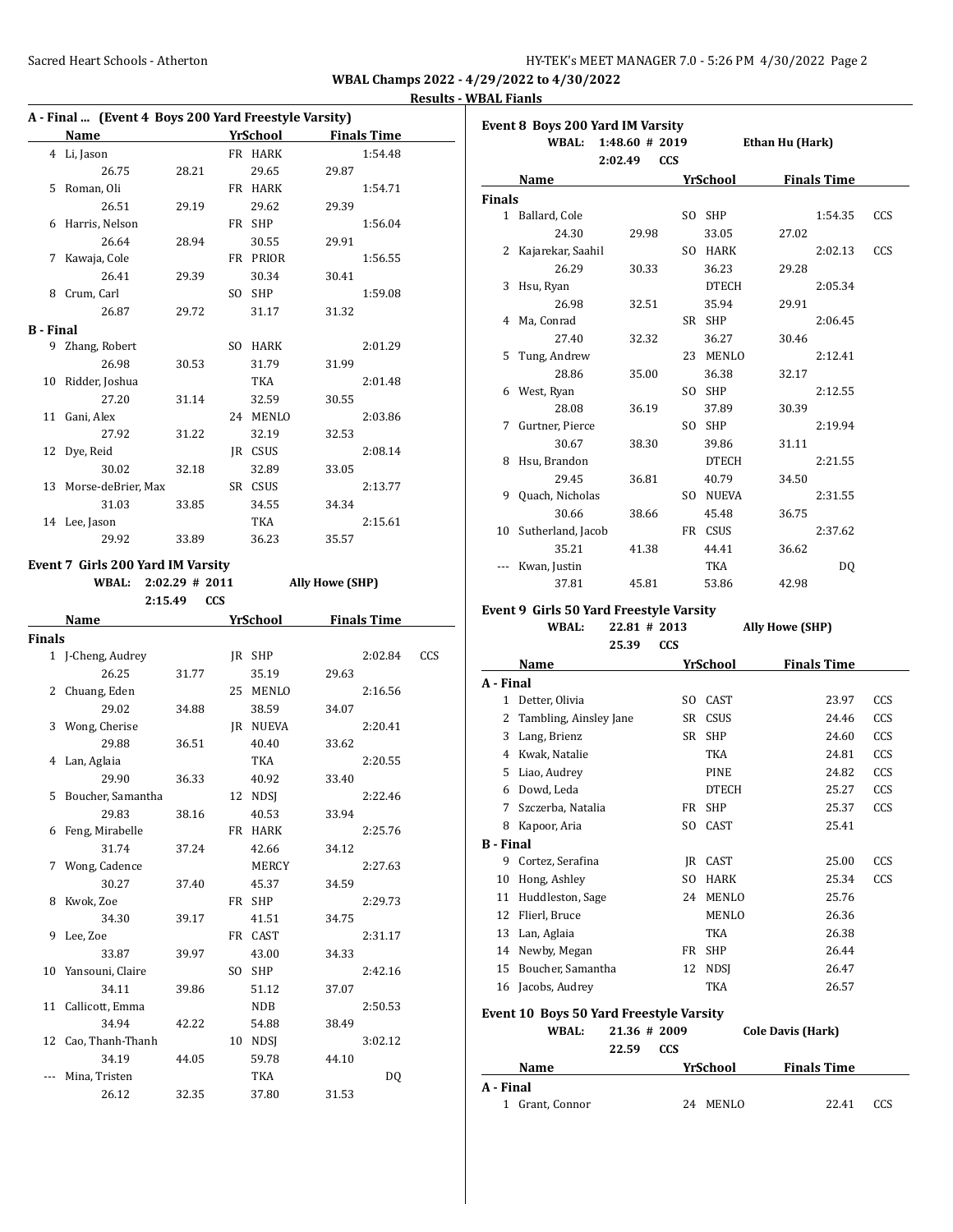**WBAL Champs 2022 - 4/29/2022 to 4/30/2022**

**Results - WBAL Fianls**

### A - Final ... (Event 4 Boys 200 Yard Freestyle Varsity)

| | Name | Yr | School | Finals Time | |
|---|---|---|---|---|---|
| 4 | Li, Jason | FR | HARK | 1:54.48 | |
| | 26.75 / 28.21 / 29.65 / 29.87 | | | | |
| 5 | Roman, Oli | FR | HARK | 1:54.71 | |
| | 26.51 / 29.19 / 29.62 / 29.39 | | | | |
| 6 | Harris, Nelson | FR | SHP | 1:56.04 | |
| | 26.64 / 28.94 / 30.55 / 29.91 | | | | |
| 7 | Kawaja, Cole | FR | PRIOR | 1:56.55 | |
| | 26.41 / 29.39 / 30.34 / 30.41 | | | | |
| 8 | Crum, Carl | SO | SHP | 1:59.08 | |
| | 26.87 / 29.72 / 31.17 / 31.32 | | | | |
| **B - Final** | | | | | |
| 9 | Zhang, Robert | SO | HARK | 2:01.29 | |
| | 26.98 / 30.53 / 31.79 / 31.99 | | | | |
| 10 | Ridder, Joshua | | TKA | 2:01.48 | |
| | 27.20 / 31.14 / 32.59 / 30.55 | | | | |
| 11 | Gani, Alex | 24 | MENLO | 2:03.86 | |
| | 27.92 / 31.22 / 32.19 / 32.53 | | | | |
| 12 | Dye, Reid | JR | CSUS | 2:08.14 | |
| | 30.02 / 32.18 / 32.89 / 33.05 | | | | |
| 13 | Morse-deBrier, Max | SR | CSUS | 2:13.77 | |
| | 31.03 / 33.85 / 34.55 / 34.34 | | | | |
| 14 | Lee, Jason | | TKA | 2:15.61 | |
| | 29.92 / 33.89 / 36.23 / 35.57 | | | | |

### Event 7 Girls 200 Yard IM Varsity

WBAL: 2:02.29 # 2011 Ally Howe (SHP)
2:15.49 CCS

| | Name | Yr | School | Finals Time | |
|---|---|---|---|---|---|
| **Finals** | | | | | |
| 1 | J-Cheng, Audrey | JR | SHP | 2:02.84 | CCS |
| | 26.25 / 31.77 / 35.19 / 29.63 | | | | |
| 2 | Chuang, Eden | 25 | MENLO | 2:16.56 | |
| | 29.02 / 34.88 / 38.59 / 34.07 | | | | |
| 3 | Wong, Cherise | JR | NUEVA | 2:20.41 | |
| | 29.88 / 36.51 / 40.40 / 33.62 | | | | |
| 4 | Lan, Aglaia | | TKA | 2:20.55 | |
| | 29.90 / 36.33 / 40.92 / 33.40 | | | | |
| 5 | Boucher, Samantha | 12 | NDSJ | 2:22.46 | |
| | 29.83 / 38.16 / 40.53 / 33.94 | | | | |
| 6 | Feng, Mirabelle | FR | HARK | 2:25.76 | |
| | 31.74 / 37.24 / 42.66 / 34.12 | | | | |
| 7 | Wong, Cadence | | MERCY | 2:27.63 | |
| | 30.27 / 37.40 / 45.37 / 34.59 | | | | |
| 8 | Kwok, Zoe | FR | SHP | 2:29.73 | |
| | 34.30 / 39.17 / 41.51 / 34.75 | | | | |
| 9 | Lee, Zoe | FR | CAST | 2:31.17 | |
| | 33.87 / 39.97 / 43.00 / 34.33 | | | | |
| 10 | Yansouni, Claire | SO | SHP | 2:42.16 | |
| | 34.11 / 39.86 / 51.12 / 37.07 | | | | |
| 11 | Callicott, Emma | | NDB | 2:50.53 | |
| | 34.94 / 42.22 / 54.88 / 38.49 | | | | |
| 12 | Cao, Thanh-Thanh | 10 | NDSJ | 3:02.12 | |
| | 34.19 / 44.05 / 59.78 / 44.10 | | | | |
| --- | Mina, Tristen | | TKA | DQ | |
| | 26.12 / 32.35 / 37.80 / 31.53 | | | | |

### Event 8 Boys 200 Yard IM Varsity

WBAL: 1:48.60 # 2019 Ethan Hu (Hark)
2:02.49 CCS

| | Name | Yr | School | Finals Time | |
|---|---|---|---|---|---|
| **Finals** | | | | | |
| 1 | Ballard, Cole | SO | SHP | 1:54.35 | CCS |
| | 24.30 / 29.98 / 33.05 / 27.02 | | | | |
| 2 | Kajarekar, Saahil | SO | HARK | 2:02.13 | CCS |
| | 26.29 / 30.33 / 36.23 / 29.28 | | | | |
| 3 | Hsu, Ryan | | DTECH | 2:05.34 | |
| | 26.98 / 32.51 / 35.94 / 29.91 | | | | |
| 4 | Ma, Conrad | SR | SHP | 2:06.45 | |
| | 27.40 / 32.32 / 36.27 / 30.46 | | | | |
| 5 | Tung, Andrew | 23 | MENLO | 2:12.41 | |
| | 28.86 / 35.00 / 36.38 / 32.17 | | | | |
| 6 | West, Ryan | SO | SHP | 2:12.55 | |
| | 28.08 / 36.19 / 37.89 / 30.39 | | | | |
| 7 | Gurtner, Pierce | SO | SHP | 2:19.94 | |
| | 30.67 / 38.30 / 39.86 / 31.11 | | | | |
| 8 | Hsu, Brandon | | DTECH | 2:21.55 | |
| | 29.45 / 36.81 / 40.79 / 34.50 | | | | |
| 9 | Quach, Nicholas | SO | NUEVA | 2:31.55 | |
| | 30.66 / 38.66 / 45.48 / 36.75 | | | | |
| 10 | Sutherland, Jacob | FR | CSUS | 2:37.62 | |
| | 35.21 / 41.38 / 44.41 / 36.62 | | | | |
| --- | Kwan, Justin | | TKA | DQ | |
| | 37.81 / 45.81 / 53.86 / 42.98 | | | | |

### Event 9 Girls 50 Yard Freestyle Varsity

WBAL: 22.81 # 2013 Ally Howe (SHP)
25.39 CCS

| | Name | Yr | School | Finals Time | |
|---|---|---|---|---|---|
| **A - Final** | | | | | |
| 1 | Detter, Olivia | SO | CAST | 23.97 | CCS |
| 2 | Tambling, Ainsley Jane | SR | CSUS | 24.46 | CCS |
| 3 | Lang, Brienz | SR | SHP | 24.60 | CCS |
| 4 | Kwak, Natalie | | TKA | 24.81 | CCS |
| 5 | Liao, Audrey | | PINE | 24.82 | CCS |
| 6 | Dowd, Leda | | DTECH | 25.27 | CCS |
| 7 | Szczerba, Natalia | FR | SHP | 25.37 | CCS |
| 8 | Kapoor, Aria | SO | CAST | 25.41 | |
| **B - Final** | | | | | |
| 9 | Cortez, Serafina | JR | CAST | 25.00 | CCS |
| 10 | Hong, Ashley | SO | HARK | 25.34 | CCS |
| 11 | Huddleston, Sage | 24 | MENLO | 25.76 | |
| 12 | Flierl, Bruce | | MENLO | 26.36 | |
| 13 | Lan, Aglaia | | TKA | 26.38 | |
| 14 | Newby, Megan | FR | SHP | 26.44 | |
| 15 | Boucher, Samantha | 12 | NDSJ | 26.47 | |
| 16 | Jacobs, Audrey | | TKA | 26.57 | |

### Event 10 Boys 50 Yard Freestyle Varsity

WBAL: 21.36 # 2009 Cole Davis (Hark)
22.59 CCS

| | Name | Yr | School | Finals Time | |
|---|---|---|---|---|---|
| **A - Final** | | | | | |
| 1 | Grant, Connor | 24 | MENLO | 22.41 | CCS |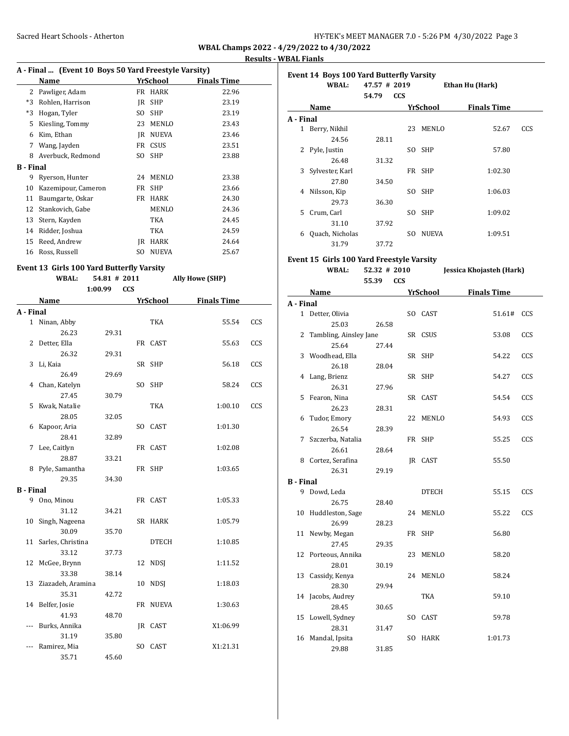WBAL Champs 2022 - 4/29/2022 to 4/30/2022

Results - WBAL Fianls

### A - Final ... (Event 10 Boys 50 Yard Freestyle Varsity)

| | Name | Yr | School | Finals Time |
|---|---|---|---|---|
| 2 | Pawliger, Adam | FR | HARK | 22.96 |
| *3 | Rohlen, Harrison | JR | SHP | 23.19 |
| *3 | Hogan, Tyler | SO | SHP | 23.19 |
| 5 | Kiesling, Tommy | 23 | MENLO | 23.43 |
| 6 | Kim, Ethan | JR | NUEVA | 23.46 |
| 7 | Wang, Jayden | FR | CSUS | 23.51 |
| 8 | Averbuck, Redmond | SO | SHP | 23.88 |
| **B - Final** | | | | |
| 9 | Ryerson, Hunter | 24 | MENLO | 23.38 |
| 10 | Kazemipour, Cameron | FR | SHP | 23.66 |
| 11 | Baumgarte, Oskar | FR | HARK | 24.30 |
| 12 | Stankovich, Gabe | | MENLO | 24.36 |
| 13 | Stern, Kayden | | TKA | 24.45 |
| 14 | Ridder, Joshua | | TKA | 24.59 |
| 15 | Reed, Andrew | JR | HARK | 24.64 |
| 16 | Ross, Russell | SO | NUEVA | 25.67 |

### Event 13 Girls 100 Yard Butterfly Varsity

WBAL: 54.81 # 2011 Ally Howe (SHP)
1:00.99 CCS

| | Name | Yr | School | Finals Time | |
|---|---|---|---|---|---|
| **A - Final** | | | | | |
| 1 | Ninan, Abby | | TKA | 55.54 | CCS |
| | 26.23 29.31 | | | | |
| 2 | Detter, Ella | FR | CAST | 55.63 | CCS |
| | 26.32 29.31 | | | | |
| 3 | Li, Kaia | SR | SHP | 56.18 | CCS |
| | 26.49 29.69 | | | | |
| 4 | Chan, Katelyn | SO | SHP | 58.24 | CCS |
| | 27.45 30.79 | | | | |
| 5 | Kwak, Natalie | | TKA | 1:00.10 | CCS |
| | 28.05 32.05 | | | | |
| 6 | Kapoor, Aria | SO | CAST | 1:01.30 | |
| | 28.41 32.89 | | | | |
| 7 | Lee, Caitlyn | FR | CAST | 1:02.08 | |
| | 28.87 33.21 | | | | |
| 8 | Pyle, Samantha | FR | SHP | 1:03.65 | |
| | 29.35 34.30 | | | | |
| **B - Final** | | | | | |
| 9 | Ono, Minou | FR | CAST | 1:05.33 | |
| | 31.12 34.21 | | | | |
| 10 | Singh, Nageena | SR | HARK | 1:05.79 | |
| | 30.09 35.70 | | | | |
| 11 | Sarles, Christina | | DTECH | 1:10.85 | |
| | 33.12 37.73 | | | | |
| 12 | McGee, Brynn | 12 | NDSJ | 1:11.52 | |
| | 33.38 38.14 | | | | |
| 13 | Ziazadeh, Aramina | 10 | NDSJ | 1:18.03 | |
| | 35.31 42.72 | | | | |
| 14 | Belfer, Josie | FR | NUEVA | 1:30.63 | |
| | 41.93 48.70 | | | | |
| --- | Burks, Annika | JR | CAST | X1:06.99 | |
| | 31.19 35.80 | | | | |
| --- | Ramirez, Mia | SO | CAST | X1:21.31 | |
| | 35.71 45.60 | | | | |

### Event 14 Boys 100 Yard Butterfly Varsity

WBAL: 47.57 # 2019 Ethan Hu (Hark)
54.79 CCS

| | Name | Yr | School | Finals Time | |
|---|---|---|---|---|---|
| **A - Final** | | | | | |
| 1 | Berry, Nikhil | 23 | MENLO | 52.67 | CCS |
| | 24.56 28.11 | | | | |
| 2 | Pyle, Justin | SO | SHP | 57.80 | |
| | 26.48 31.32 | | | | |
| 3 | Sylvester, Karl | FR | SHP | 1:02.30 | |
| | 27.80 34.50 | | | | |
| 4 | Nilsson, Kip | SO | SHP | 1:06.03 | |
| | 29.73 36.30 | | | | |
| 5 | Crum, Carl | SO | SHP | 1:09.02 | |
| | 31.10 37.92 | | | | |
| 6 | Quach, Nicholas | SO | NUEVA | 1:09.51 | |
| | 31.79 37.72 | | | | |

### Event 15 Girls 100 Yard Freestyle Varsity

WBAL: 52.32 # 2010 Jessica Khojasteh (Hark)
55.39 CCS

| | Name | Yr | School | Finals Time | |
|---|---|---|---|---|---|
| **A - Final** | | | | | |
| 1 | Detter, Olivia | SO | CAST | 51.61# | CCS |
| | 25.03 26.58 | | | | |
| 2 | Tambling, Ainsley Jane | SR | CSUS | 53.08 | CCS |
| | 25.64 27.44 | | | | |
| 3 | Woodhead, Ella | SR | SHP | 54.22 | CCS |
| | 26.18 28.04 | | | | |
| 4 | Lang, Brienz | SR | SHP | 54.27 | CCS |
| | 26.31 27.96 | | | | |
| 5 | Fearon, Nina | SR | CAST | 54.54 | CCS |
| | 26.23 28.31 | | | | |
| 6 | Tudor, Emory | 22 | MENLO | 54.93 | CCS |
| | 26.54 28.39 | | | | |
| 7 | Szczerba, Natalia | FR | SHP | 55.25 | CCS |
| | 26.61 28.64 | | | | |
| 8 | Cortez, Serafina | JR | CAST | 55.50 | |
| | 26.31 29.19 | | | | |
| **B - Final** | | | | | |
| 9 | Dowd, Leda | | DTECH | 55.15 | CCS |
| | 26.75 28.40 | | | | |
| 10 | Huddleston, Sage | 24 | MENLO | 55.22 | CCS |
| | 26.99 28.23 | | | | |
| 11 | Newby, Megan | FR | SHP | 56.80 | |
| | 27.45 29.35 | | | | |
| 12 | Porteous, Annika | 23 | MENLO | 58.20 | |
| | 28.01 30.19 | | | | |
| 13 | Cassidy, Kenya | 24 | MENLO | 58.24 | |
| | 28.30 29.94 | | | | |
| 14 | Jacobs, Audrey | | TKA | 59.10 | |
| | 28.45 30.65 | | | | |
| 15 | Lowell, Sydney | SO | CAST | 59.78 | |
| | 28.31 31.47 | | | | |
| 16 | Mandal, Ipsita | SO | HARK | 1:01.73 | |
| | 29.88 31.85 | | | | |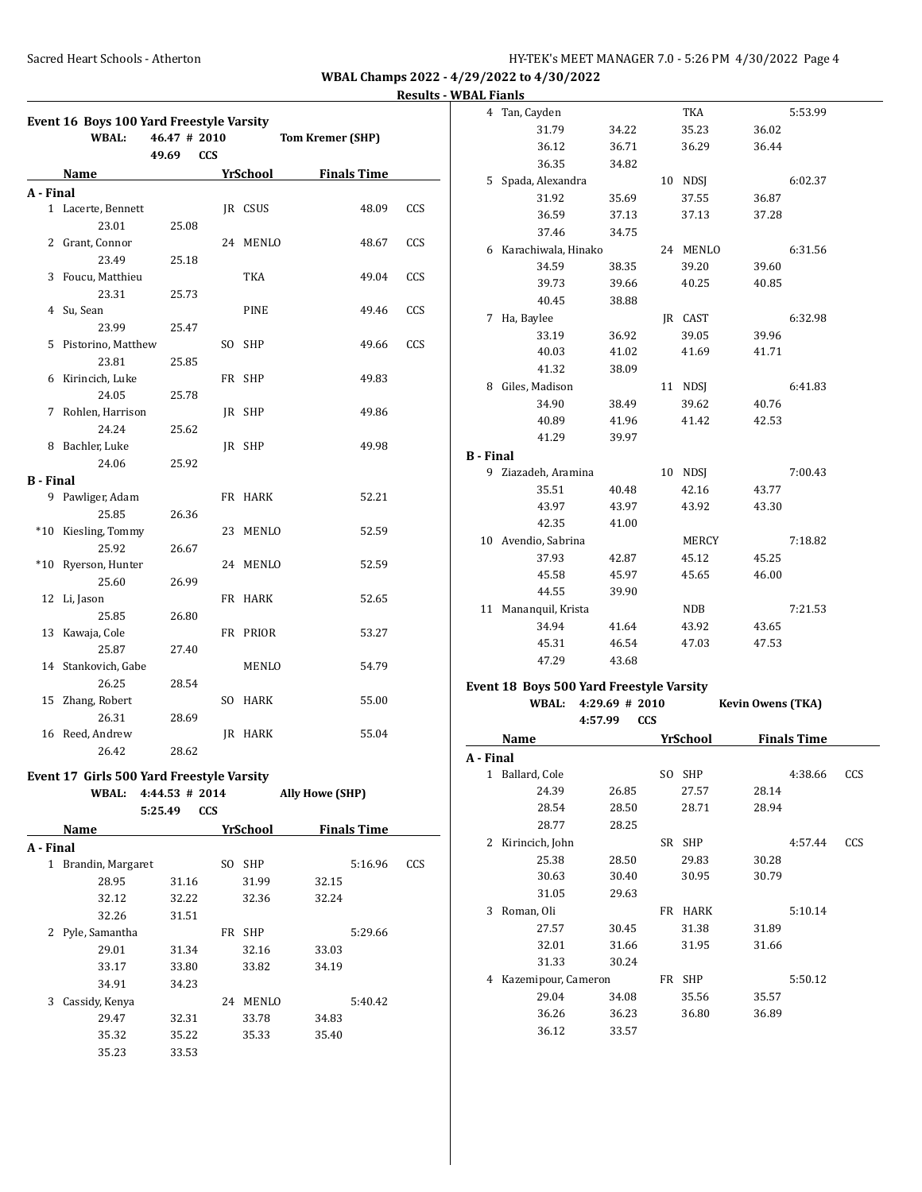**Results - WBAL Fianls**

### Event 16 Boys 100 Yard Freestyle Varsity

| | | | |
|---|---|---|---|
| WBAL: | 46.47 # 2010 | Tom Kremer (SHP) | |
| | 49.69 CCS | | |

| | Name | Yr | School | Finals Time | |
|---|---|---|---|---|---|
| **A - Final** | | | | | |
| 1 | Lacerte, Bennett | JR | CSUS | 48.09 | CCS |
| | 23.01 25.08 | | | | |
| 2 | Grant, Connor | 24 | MENLO | 48.67 | CCS |
| | 23.49 25.18 | | | | |
| 3 | Foucu, Matthieu | | TKA | 49.04 | CCS |
| | 23.31 25.73 | | | | |
| 4 | Su, Sean | | PINE | 49.46 | CCS |
| | 23.99 25.47 | | | | |
| 5 | Pistorino, Matthew | SO | SHP | 49.66 | CCS |
| | 23.81 25.85 | | | | |
| 6 | Kirincich, Luke | FR | SHP | 49.83 | |
| | 24.05 25.78 | | | | |
| 7 | Rohlen, Harrison | JR | SHP | 49.86 | |
| | 24.24 25.62 | | | | |
| 8 | Bachler, Luke | JR | SHP | 49.98 | |
| | 24.06 25.92 | | | | |
| **B - Final** | | | | | |
| 9 | Pawliger, Adam | FR | HARK | 52.21 | |
| | 25.85 26.36 | | | | |
| *10 | Kiesling, Tommy | 23 | MENLO | 52.59 | |
| | 25.92 26.67 | | | | |
| *10 | Ryerson, Hunter | 24 | MENLO | 52.59 | |
| | 25.60 26.99 | | | | |
| 12 | Li, Jason | FR | HARK | 52.65 | |
| | 25.85 26.80 | | | | |
| 13 | Kawaja, Cole | FR | PRIOR | 53.27 | |
| | 25.87 27.40 | | | | |
| 14 | Stankovich, Gabe | | MENLO | 54.79 | |
| | 26.25 28.54 | | | | |
| 15 | Zhang, Robert | SO | HARK | 55.00 | |
| | 26.31 28.69 | | | | |
| 16 | Reed, Andrew | JR | HARK | 55.04 | |
| | 26.42 28.62 | | | | |

### Event 17 Girls 500 Yard Freestyle Varsity

| | | | |
|---|---|---|---|
| WBAL: | 4:44.53 # 2014 | Ally Howe (SHP) | |
| | 5:25.49 CCS | | |

| | Name | Yr | School | Finals Time | |
|---|---|---|---|---|---|
| **A - Final** | | | | | |
| 1 | Brandin, Margaret | SO | SHP | 5:16.96 | CCS |
| | 28.95 31.16 31.99 32.15 | | | | |
| | 32.12 32.22 32.36 32.24 | | | | |
| | 32.26 31.51 | | | | |
| 2 | Pyle, Samantha | FR | SHP | 5:29.66 | |
| | 29.01 31.34 32.16 33.03 | | | | |
| | 33.17 33.80 33.82 34.19 | | | | |
| | 34.91 34.23 | | | | |
| 3 | Cassidy, Kenya | 24 | MENLO | 5:40.42 | |
| | 29.47 32.31 33.78 34.83 | | | | |
| | 35.32 35.22 35.33 35.40 | | | | |
| | 35.23 33.53 | | | | |
| 4 | Tan, Cayden | | TKA | 5:53.99 | |
| | 31.79 34.22 35.23 36.02 | | | | |
| | 36.12 36.71 36.29 36.44 | | | | |
| | 36.35 34.82 | | | | |
| 5 | Spada, Alexandra | 10 | NDSJ | 6:02.37 | |
| | 31.92 35.69 37.55 36.87 | | | | |
| | 36.59 37.13 37.13 37.28 | | | | |
| | 37.46 34.75 | | | | |
| 6 | Karachiwala, Hinako | 24 | MENLO | 6:31.56 | |
| | 34.59 38.35 39.20 39.60 | | | | |
| | 39.73 39.66 40.25 40.85 | | | | |
| | 40.45 38.88 | | | | |
| 7 | Ha, Baylee | JR | CAST | 6:32.98 | |
| | 33.19 36.92 39.05 39.96 | | | | |
| | 40.03 41.02 41.69 41.71 | | | | |
| | 41.32 38.09 | | | | |
| 8 | Giles, Madison | 11 | NDSJ | 6:41.83 | |
| | 34.90 38.49 39.62 40.76 | | | | |
| | 40.89 41.96 41.42 42.53 | | | | |
| | 41.29 39.97 | | | | |
| **B - Final** | | | | | |
| 9 | Ziazadeh, Aramina | 10 | NDSJ | 7:00.43 | |
| | 35.51 40.48 42.16 43.77 | | | | |
| | 43.97 43.97 43.92 43.30 | | | | |
| | 42.35 41.00 | | | | |
| 10 | Avendio, Sabrina | | MERCY | 7:18.82 | |
| | 37.93 42.87 45.12 45.25 | | | | |
| | 45.58 45.97 45.65 46.00 | | | | |
| | 44.55 39.90 | | | | |
| 11 | Mananquil, Krista | | NDB | 7:21.53 | |
| | 34.94 41.64 43.92 43.65 | | | | |
| | 45.31 46.54 47.03 47.53 | | | | |
| | 47.29 43.68 | | | | |

### Event 18 Boys 500 Yard Freestyle Varsity

| | | | |
|---|---|---|---|
| WBAL: | 4:29.69 # 2010 | Kevin Owens (TKA) | |
| | 4:57.99 CCS | | |

| | Name | Yr | School | Finals Time | |
|---|---|---|---|---|---|
| **A - Final** | | | | | |
| 1 | Ballard, Cole | SO | SHP | 4:38.66 | CCS |
| | 24.39 26.85 27.57 28.14 | | | | |
| | 28.54 28.50 28.71 28.94 | | | | |
| | 28.77 28.25 | | | | |
| 2 | Kirincich, John | SR | SHP | 4:57.44 | CCS |
| | 25.38 28.50 29.83 30.28 | | | | |
| | 30.63 30.40 30.95 30.79 | | | | |
| | 31.05 29.63 | | | | |
| 3 | Roman, Oli | FR | HARK | 5:10.14 | |
| | 27.57 30.45 31.38 31.89 | | | | |
| | 32.01 31.66 31.95 31.66 | | | | |
| | 31.33 30.24 | | | | |
| 4 | Kazemipour, Cameron | FR | SHP | 5:50.12 | |
| | 29.04 34.08 35.56 35.57 | | | | |
| | 36.26 36.23 36.80 36.89 | | | | |
| | 36.12 33.57 | | | | |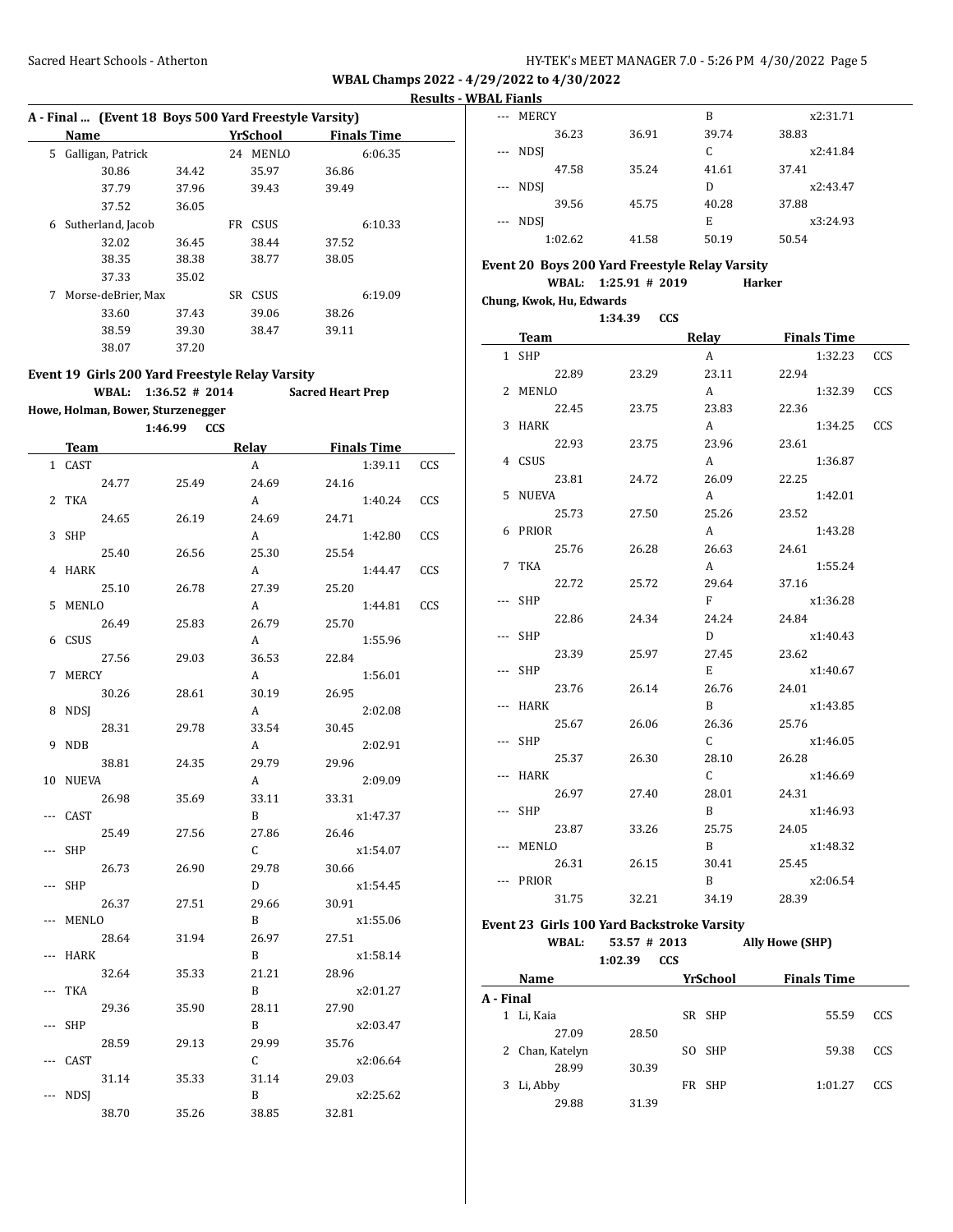## WBAL Champs 2022 - 4/29/2022 to 4/30/2022

### Results - WBAL Fianls

### A - Final ... (Event 18 Boys 500 Yard Freestyle Varsity)

| | Name | YrSchool | | Finals Time |
|---|---|---|---|---|
| 5 | Galligan, Patrick | 24 | MENLO | 6:06.35 |
| | 30.86 34.42 35.97 36.86 | | | |
| | 37.79 37.96 39.43 39.49 | | | |
| | 37.52 36.05 | | | |
| 6 | Sutherland, Jacob | FR | CSUS | 6:10.33 |
| | 32.02 36.45 38.44 37.52 | | | |
| | 38.35 38.38 38.77 38.05 | | | |
| | 37.33 35.02 | | | |
| 7 | Morse-deBrier, Max | SR | CSUS | 6:19.09 |
| | 33.60 37.43 39.06 38.26 | | | |
| | 38.59 39.30 38.47 39.11 | | | |
| | 38.07 37.20 | | | |

### Event 19 Girls 200 Yard Freestyle Relay Varsity

WBAL: 1:36.52 # 2014 Sacred Heart Prep
Howe, Holman, Bower, Sturzenegger
1:46.99 CCS

| | Team | Relay | Finals Time | |
|---|---|---|---|---|
| 1 | CAST | A | 1:39.11 | CCS |
| | 24.77 25.49 24.69 24.16 | | | |
| 2 | TKA | A | 1:40.24 | CCS |
| | 24.65 26.19 24.69 24.71 | | | |
| 3 | SHP | A | 1:42.80 | CCS |
| | 25.40 26.56 25.30 25.54 | | | |
| 4 | HARK | A | 1:44.47 | CCS |
| | 25.10 26.78 27.39 25.20 | | | |
| 5 | MENLO | A | 1:44.81 | CCS |
| | 26.49 25.83 26.79 25.70 | | | |
| 6 | CSUS | A | 1:55.96 | |
| | 27.56 29.03 36.53 22.84 | | | |
| 7 | MERCY | A | 1:56.01 | |
| | 30.26 28.61 30.19 26.95 | | | |
| 8 | NDSJ | A | 2:02.08 | |
| | 28.31 29.78 33.54 30.45 | | | |
| 9 | NDB | A | 2:02.91 | |
| | 38.81 24.35 29.79 29.96 | | | |
| 10 | NUEVA | A | 2:09.09 | |
| | 26.98 35.69 33.11 33.31 | | | |
| --- | CAST | B | x1:47.37 | |
| | 25.49 27.56 27.86 26.46 | | | |
| --- | SHP | C | x1:54.07 | |
| | 26.73 26.90 29.78 30.66 | | | |
| --- | SHP | D | x1:54.45 | |
| | 26.37 27.51 29.66 30.91 | | | |
| --- | MENLO | B | x1:55.06 | |
| | 28.64 31.94 26.97 27.51 | | | |
| --- | HARK | B | x1:58.14 | |
| | 32.64 35.33 21.21 28.96 | | | |
| --- | TKA | B | x2:01.27 | |
| | 29.36 35.90 28.11 27.90 | | | |
| --- | SHP | B | x2:03.47 | |
| | 28.59 29.13 29.99 35.76 | | | |
| --- | CAST | C | x2:06.64 | |
| | 31.14 35.33 31.14 29.03 | | | |
| --- | NDSJ | B | x2:25.62 | |
| | 38.70 35.26 38.85 32.81 | | | |
| --- | MERCY | B | x2:31.71 | |
| | 36.23 36.91 39.74 38.83 | | | |
| --- | NDSJ | C | x2:41.84 | |
| | 47.58 35.24 41.61 37.41 | | | |
| --- | NDSJ | D | x2:43.47 | |
| | 39.56 45.75 40.28 37.88 | | | |
| --- | NDSJ | E | x3:24.93 | |
| | 1:02.62 41.58 50.19 50.54 | | | |

### Event 20 Boys 200 Yard Freestyle Relay Varsity

WBAL: 1:25.91 # 2019 Harker
Chung, Kwok, Hu, Edwards
1:34.39 CCS

| | Team | Relay | Finals Time | |
|---|---|---|---|---|
| 1 | SHP | A | 1:32.23 | CCS |
| | 22.89 23.29 23.11 22.94 | | | |
| 2 | MENLO | A | 1:32.39 | CCS |
| | 22.45 23.75 23.83 22.36 | | | |
| 3 | HARK | A | 1:34.25 | CCS |
| | 22.93 23.75 23.96 23.61 | | | |
| 4 | CSUS | A | 1:36.87 | |
| | 23.81 24.72 26.09 22.25 | | | |
| 5 | NUEVA | A | 1:42.01 | |
| | 25.73 27.50 25.26 23.52 | | | |
| 6 | PRIOR | A | 1:43.28 | |
| | 25.76 26.28 26.63 24.61 | | | |
| 7 | TKA | A | 1:55.24 | |
| | 22.72 25.72 29.64 37.16 | | | |
| --- | SHP | F | x1:36.28 | |
| | 22.86 24.34 24.24 24.84 | | | |
| --- | SHP | D | x1:40.43 | |
| | 23.39 25.97 27.45 23.62 | | | |
| --- | SHP | E | x1:40.67 | |
| | 23.76 26.14 26.76 24.01 | | | |
| --- | HARK | B | x1:43.85 | |
| | 25.67 26.06 26.36 25.76 | | | |
| --- | SHP | C | x1:46.05 | |
| | 25.37 26.30 28.10 26.28 | | | |
| --- | HARK | C | x1:46.69 | |
| | 26.97 27.40 28.01 24.31 | | | |
| --- | SHP | B | x1:46.93 | |
| | 23.87 33.26 25.75 24.05 | | | |
| --- | MENLO | B | x1:48.32 | |
| | 26.31 26.15 30.41 25.45 | | | |
| --- | PRIOR | B | x2:06.54 | |
| | 31.75 32.21 34.19 28.39 | | | |

### Event 23 Girls 100 Yard Backstroke Varsity

WBAL: 53.57 # 2013 Ally Howe (SHP)
1:02.39 CCS

| | Name | YrSchool | | Finals Time | |
|---|---|---|---|---|---|
| **A - Final** | | | | | |
| 1 | Li, Kaia | SR | SHP | 55.59 | CCS |
| | 27.09 28.50 | | | | |
| 2 | Chan, Katelyn | SO | SHP | 59.38 | CCS |
| | 28.99 30.39 | | | | |
| 3 | Li, Abby | FR | SHP | 1:01.27 | CCS |
| | 29.88 31.39 | | | | |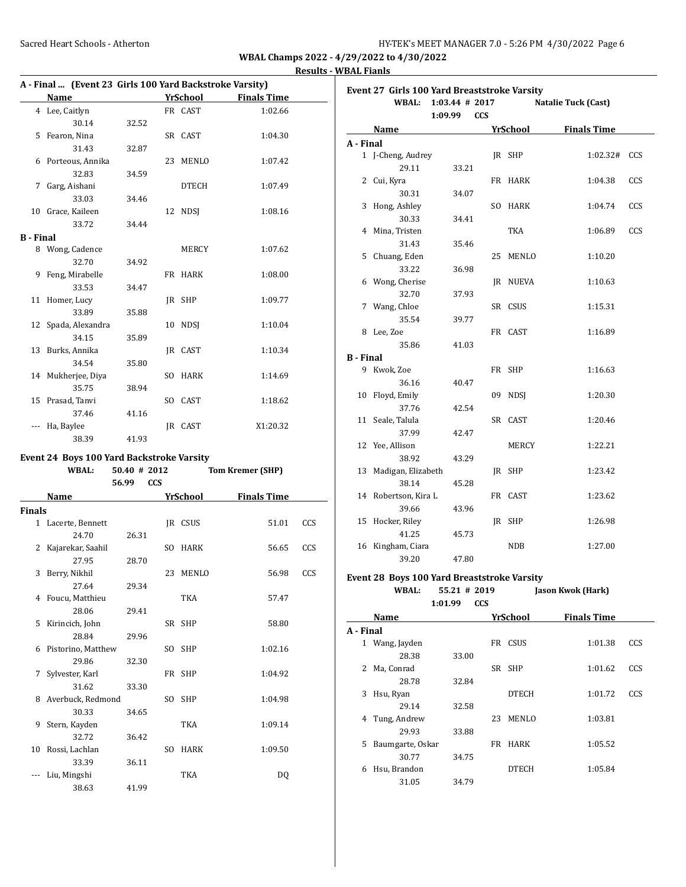WBAL Champs 2022 - 4/29/2022 to 4/30/2022

**Results - WBAL Fianls**

### A - Final ... (Event 23 Girls 100 Yard Backstroke Varsity)

| | Name | Yr | School | Finals Time | |
|---|---|---|---|---|---|
| 4 | Lee, Caitlyn | FR | CAST | 1:02.66 | |
| | 30.14 32.52 | | | | |
| 5 | Fearon, Nina | SR | CAST | 1:04.30 | |
| | 31.43 32.87 | | | | |
| 6 | Porteous, Annika | 23 | MENLO | 1:07.42 | |
| | 32.83 34.59 | | | | |
| 7 | Garg, Aishani | | DTECH | 1:07.49 | |
| | 33.03 34.46 | | | | |
| 10 | Grace, Kaileen | 12 | NDSJ | 1:08.16 | |
| | 33.72 34.44 | | | | |
| **B - Final** | | | | | |
| 8 | Wong, Cadence | | MERCY | 1:07.62 | |
| | 32.70 34.92 | | | | |
| 9 | Feng, Mirabelle | FR | HARK | 1:08.00 | |
| | 33.53 34.47 | | | | |
| 11 | Homer, Lucy | JR | SHP | 1:09.77 | |
| | 33.89 35.88 | | | | |
| 12 | Spada, Alexandra | 10 | NDSJ | 1:10.04 | |
| | 34.15 35.89 | | | | |
| 13 | Burks, Annika | JR | CAST | 1:10.34 | |
| | 34.54 35.80 | | | | |
| 14 | Mukherjee, Diya | SO | HARK | 1:14.69 | |
| | 35.75 38.94 | | | | |
| 15 | Prasad, Tanvi | SO | CAST | 1:18.62 | |
| | 37.46 41.16 | | | | |
| --- | Ha, Baylee | JR | CAST | X1:20.32 | |
| | 38.39 41.93 | | | | |

### Event 24 Boys 100 Yard Backstroke Varsity

WBAL: 50.40 # 2012 Tom Kremer (SHP)
56.99 CCS

| | Name | Yr | School | Finals Time | |
|---|---|---|---|---|---|
| **Finals** | | | | | |
| 1 | Lacerte, Bennett | JR | CSUS | 51.01 | CCS |
| | 24.70 26.31 | | | | |
| 2 | Kajarekar, Saahil | SO | HARK | 56.65 | CCS |
| | 27.95 28.70 | | | | |
| 3 | Berry, Nikhil | 23 | MENLO | 56.98 | CCS |
| | 27.64 29.34 | | | | |
| 4 | Foucu, Matthieu | | TKA | 57.47 | |
| | 28.06 29.41 | | | | |
| 5 | Kirincich, John | SR | SHP | 58.80 | |
| | 28.84 29.96 | | | | |
| 6 | Pistorino, Matthew | SO | SHP | 1:02.16 | |
| | 29.86 32.30 | | | | |
| 7 | Sylvester, Karl | FR | SHP | 1:04.92 | |
| | 31.62 33.30 | | | | |
| 8 | Averbuck, Redmond | SO | SHP | 1:04.98 | |
| | 30.33 34.65 | | | | |
| 9 | Stern, Kayden | | TKA | 1:09.14 | |
| | 32.72 36.42 | | | | |
| 10 | Rossi, Lachlan | SO | HARK | 1:09.50 | |
| | 33.39 36.11 | | | | |
| --- | Liu, Mingshi | | TKA | DQ | |
| | 38.63 41.99 | | | | |

### Event 27 Girls 100 Yard Breaststroke Varsity

WBAL: 1:03.44 # 2017 Natalie Tuck (Cast)
1:09.99 CCS

| | Name | Yr | School | Finals Time | |
|---|---|---|---|---|---|
| **A - Final** | | | | | |
| 1 | J-Cheng, Audrey | JR | SHP | 1:02.32# | CCS |
| | 29.11 33.21 | | | | |
| 2 | Cui, Kyra | FR | HARK | 1:04.38 | CCS |
| | 30.31 34.07 | | | | |
| 3 | Hong, Ashley | SO | HARK | 1:04.74 | CCS |
| | 30.33 34.41 | | | | |
| 4 | Mina, Tristen | | TKA | 1:06.89 | CCS |
| | 31.43 35.46 | | | | |
| 5 | Chuang, Eden | 25 | MENLO | 1:10.20 | |
| | 33.22 36.98 | | | | |
| 6 | Wong, Cherise | JR | NUEVA | 1:10.63 | |
| | 32.70 37.93 | | | | |
| 7 | Wang, Chloe | SR | CSUS | 1:15.31 | |
| | 35.54 39.77 | | | | |
| 8 | Lee, Zoe | FR | CAST | 1:16.89 | |
| | 35.86 41.03 | | | | |
| **B - Final** | | | | | |
| 9 | Kwok, Zoe | FR | SHP | 1:16.63 | |
| | 36.16 40.47 | | | | |
| 10 | Floyd, Emily | 09 | NDSJ | 1:20.30 | |
| | 37.76 42.54 | | | | |
| 11 | Seale, Talula | SR | CAST | 1:20.46 | |
| | 37.99 42.47 | | | | |
| 12 | Yee, Allison | | MERCY | 1:22.21 | |
| | 38.92 43.29 | | | | |
| 13 | Madigan, Elizabeth | JR | SHP | 1:23.42 | |
| | 38.14 45.28 | | | | |
| 14 | Robertson, Kira L | FR | CAST | 1:23.62 | |
| | 39.66 43.96 | | | | |
| 15 | Hocker, Riley | JR | SHP | 1:26.98 | |
| | 41.25 45.73 | | | | |
| 16 | Kingham, Ciara | | NDB | 1:27.00 | |
| | 39.20 47.80 | | | | |

### Event 28 Boys 100 Yard Breaststroke Varsity

WBAL: 55.21 # 2019 Jason Kwok (Hark)
1:01.99 CCS

| | Name | Yr | School | Finals Time | |
|---|---|---|---|---|---|
| **A - Final** | | | | | |
| 1 | Wang, Jayden | FR | CSUS | 1:01.38 | CCS |
| | 28.38 33.00 | | | | |
| 2 | Ma, Conrad | SR | SHP | 1:01.62 | CCS |
| | 28.78 32.84 | | | | |
| 3 | Hsu, Ryan | | DTECH | 1:01.72 | CCS |
| | 29.14 32.58 | | | | |
| 4 | Tung, Andrew | 23 | MENLO | 1:03.81 | |
| | 29.93 33.88 | | | | |
| 5 | Baumgarte, Oskar | FR | HARK | 1:05.52 | |
| | 30.77 34.75 | | | | |
| 6 | Hsu, Brandon | | DTECH | 1:05.84 | |
| | 31.05 34.79 | | | | |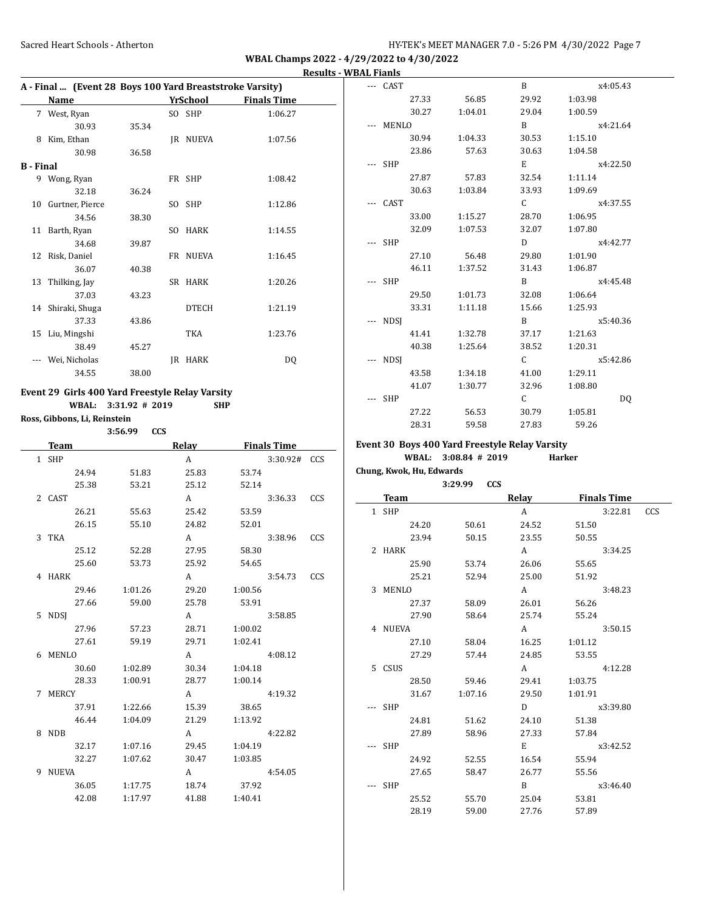## WBAL Champs 2022 - 4/29/2022 to 4/30/2022

### Results - WBAL Fianls

**A - Final ... (Event 28 Boys 100 Yard Breaststroke Varsity)**

| | Name | Yr | School | Finals Time |
|---|---|---|---|---|
| 7 | West, Ryan | SO | SHP | 1:06.27 |
| | 30.93 | 35.34 | | |
| 8 | Kim, Ethan | JR | NUEVA | 1:07.56 |
| | 30.98 | 36.58 | | |

**B - Final**

| | Name | Yr | School | Finals Time |
|---|---|---|---|---|
| 9 | Wong, Ryan | FR | SHP | 1:08.42 |
| | 32.18 | 36.24 | | |
| 10 | Gurtner, Pierce | SO | SHP | 1:12.86 |
| | 34.56 | 38.30 | | |
| 11 | Barth, Ryan | SO | HARK | 1:14.55 |
| | 34.68 | 39.87 | | |
| 12 | Risk, Daniel | FR | NUEVA | 1:16.45 |
| | 36.07 | 40.38 | | |
| 13 | Thilking, Jay | SR | HARK | 1:20.26 |
| | 37.03 | 43.23 | | |
| 14 | Shiraki, Shuga | | DTECH | 1:21.19 |
| | 37.33 | 43.86 | | |
| 15 | Liu, Mingshi | | TKA | 1:23.76 |
| | 38.49 | 45.27 | | |
| --- | Wei, Nicholas | JR | HARK | DQ |
| | 34.55 | 38.00 | | |

### Event 29 Girls 400 Yard Freestyle Relay Varsity

WBAL: 3:31.92 # 2019 SHP
Ross, Gibbons, Li, Reinstein
3:56.99 CCS

| | Team | | Relay | | Finals Time | |
|---|---|---|---|---|---|---|
| 1 | SHP | | A | | 3:30.92# | CCS |
| | 24.94 | 51.83 | 25.83 | 53.74 | | |
| | 25.38 | 53.21 | 25.12 | 52.14 | | |
| 2 | CAST | | A | | 3:36.33 | CCS |
| | 26.21 | 55.63 | 25.42 | 53.59 | | |
| | 26.15 | 55.10 | 24.82 | 52.01 | | |
| 3 | TKA | | A | | 3:38.96 | CCS |
| | 25.12 | 52.28 | 27.95 | 58.30 | | |
| | 25.60 | 53.73 | 25.92 | 54.65 | | |
| 4 | HARK | | A | | 3:54.73 | CCS |
| | 29.46 | 1:01.26 | 29.20 | 1:00.56 | | |
| | 27.66 | 59.00 | 25.78 | 53.91 | | |
| 5 | NDSJ | | A | | 3:58.85 | |
| | 27.96 | 57.23 | 28.71 | 1:00.02 | | |
| | 27.61 | 59.19 | 29.71 | 1:02.41 | | |
| 6 | MENLO | | A | | 4:08.12 | |
| | 30.60 | 1:02.89 | 30.34 | 1:04.18 | | |
| | 28.33 | 1:00.91 | 28.77 | 1:00.14 | | |
| 7 | MERCY | | A | | 4:19.32 | |
| | 37.91 | 1:22.66 | 15.39 | 38.65 | | |
| | 46.44 | 1:04.09 | 21.29 | 1:13.92 | | |
| 8 | NDB | | A | | 4:22.82 | |
| | 32.17 | 1:07.16 | 29.45 | 1:04.19 | | |
| | 32.27 | 1:07.62 | 30.47 | 1:03.85 | | |
| 9 | NUEVA | | A | | 4:54.05 | |
| | 36.05 | 1:17.75 | 18.74 | 37.92 | | |
| | 42.08 | 1:17.97 | 41.88 | 1:40.41 | | |
| --- | CAST | | B | | x4:05.43 | |
| | 27.33 | 56.85 | 29.92 | 1:03.98 | | |
| | 30.27 | 1:04.01 | 29.04 | 1:00.59 | | |
| --- | MENLO | | B | | x4:21.64 | |
| | 30.94 | 1:04.33 | 30.53 | 1:15.10 | | |
| | 23.86 | 57.63 | 30.63 | 1:04.58 | | |
| --- | SHP | | E | | x4:22.50 | |
| | 27.87 | 57.83 | 32.54 | 1:11.14 | | |
| | 30.63 | 1:03.84 | 33.93 | 1:09.69 | | |
| --- | CAST | | C | | x4:37.55 | |
| | 33.00 | 1:15.27 | 28.70 | 1:06.95 | | |
| | 32.09 | 1:07.53 | 32.07 | 1:07.80 | | |
| --- | SHP | | D | | x4:42.77 | |
| | 27.10 | 56.48 | 29.80 | 1:01.90 | | |
| | 46.11 | 1:37.52 | 31.43 | 1:06.87 | | |
| --- | SHP | | B | | x4:45.48 | |
| | 29.50 | 1:01.73 | 32.08 | 1:06.64 | | |
| | 33.31 | 1:11.18 | 15.66 | 1:25.93 | | |
| --- | NDSJ | | B | | x5:40.36 | |
| | 41.41 | 1:32.78 | 37.17 | 1:21.63 | | |
| | 40.38 | 1:25.64 | 38.52 | 1:20.31 | | |
| --- | NDSJ | | C | | x5:42.86 | |
| | 43.58 | 1:34.18 | 41.00 | 1:29.11 | | |
| | 41.07 | 1:30.77 | 32.96 | 1:08.80 | | |
| --- | SHP | | C | | DQ | |
| | 27.22 | 56.53 | 30.79 | 1:05.81 | | |
| | 28.31 | 59.58 | 27.83 | 59.26 | | |

### Event 30 Boys 400 Yard Freestyle Relay Varsity

WBAL: 3:08.84 # 2019 Harker
Chung, Kwok, Hu, Edwards
3:29.99 CCS

| | Team | | Relay | | Finals Time | |
|---|---|---|---|---|---|---|
| 1 | SHP | | A | | 3:22.81 | CCS |
| | 24.20 | 50.61 | 24.52 | 51.50 | | |
| | 23.94 | 50.15 | 23.55 | 50.55 | | |
| 2 | HARK | | A | | 3:34.25 | |
| | 25.90 | 53.74 | 26.06 | 55.65 | | |
| | 25.21 | 52.94 | 25.00 | 51.92 | | |
| 3 | MENLO | | A | | 3:48.23 | |
| | 27.37 | 58.09 | 26.01 | 56.26 | | |
| | 27.90 | 58.64 | 25.74 | 55.24 | | |
| 4 | NUEVA | | A | | 3:50.15 | |
| | 27.10 | 58.04 | 16.25 | 1:01.12 | | |
| | 27.29 | 57.44 | 24.85 | 53.55 | | |
| 5 | CSUS | | A | | 4:12.28 | |
| | 28.50 | 59.46 | 29.41 | 1:03.75 | | |
| | 31.67 | 1:07.16 | 29.50 | 1:01.91 | | |
| --- | SHP | | D | | x3:39.80 | |
| | 24.81 | 51.62 | 24.10 | 51.38 | | |
| | 27.89 | 58.96 | 27.33 | 57.84 | | |
| --- | SHP | | E | | x3:42.52 | |
| | 24.92 | 52.55 | 16.54 | 55.94 | | |
| | 27.65 | 58.47 | 26.77 | 55.56 | | |
| --- | SHP | | B | | x3:46.40 | |
| | 25.52 | 55.70 | 25.04 | 53.81 | | |
| | 28.19 | 59.00 | 27.76 | 57.89 | | |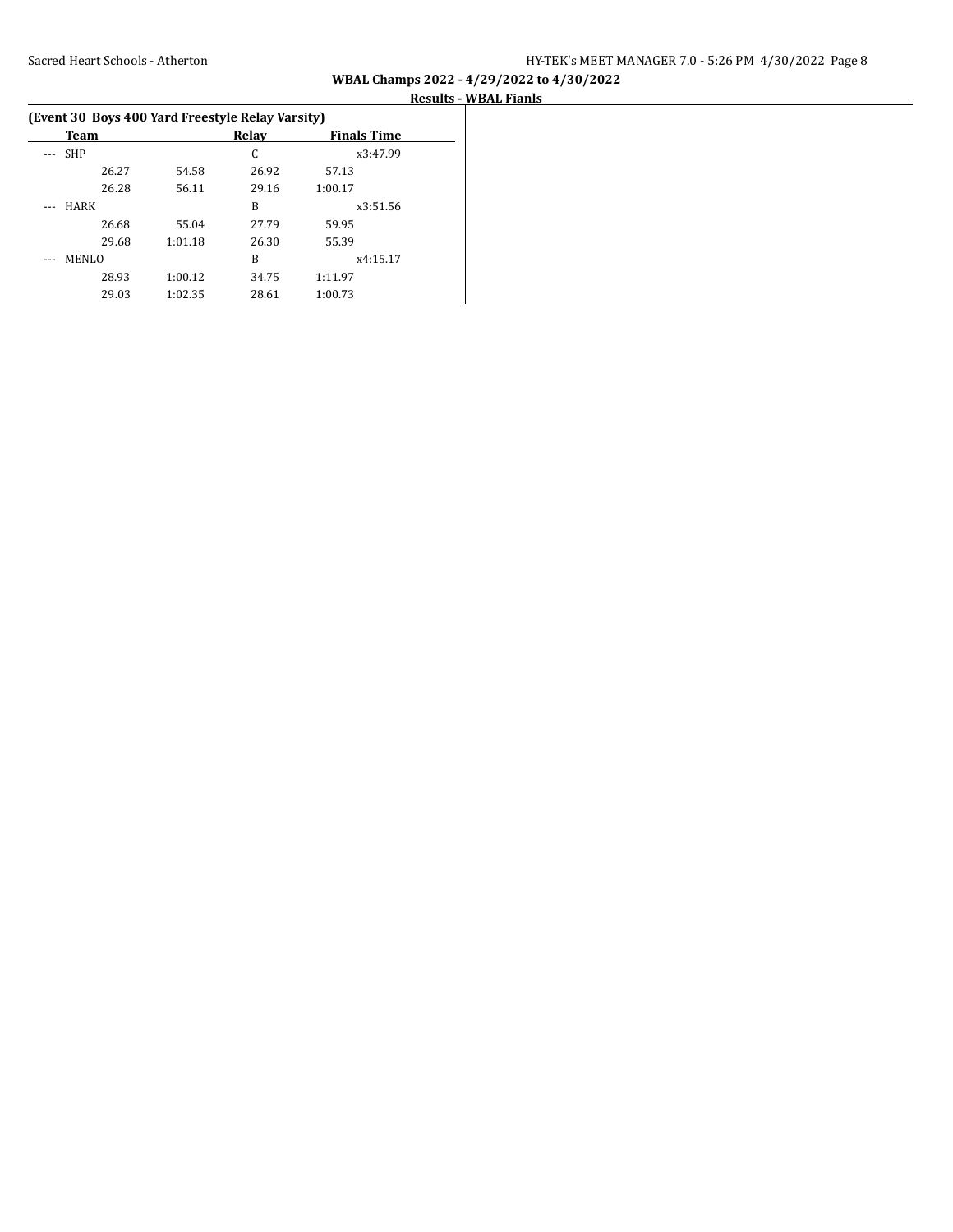WBAL Champs 2022 - 4/29/2022 to 4/30/2022

**Results - WBAL Fianls**

**(Event 30 Boys 400 Yard Freestyle Relay Varsity)**

| | Team | | Relay | Finals Time |
|---|---|---|---|---|
| --- | SHP | | C | x3:47.99 |
| | 26.27 | 54.58 | 26.92 | 57.13 |
| | 26.28 | 56.11 | 29.16 | 1:00.17 |
| --- | HARK | | B | x3:51.56 |
| | 26.68 | 55.04 | 27.79 | 59.95 |
| | 29.68 | 1:01.18 | 26.30 | 55.39 |
| --- | MENLO | | B | x4:15.17 |
| | 28.93 | 1:00.12 | 34.75 | 1:11.97 |
| | 29.03 | 1:02.35 | 28.61 | 1:00.73 |